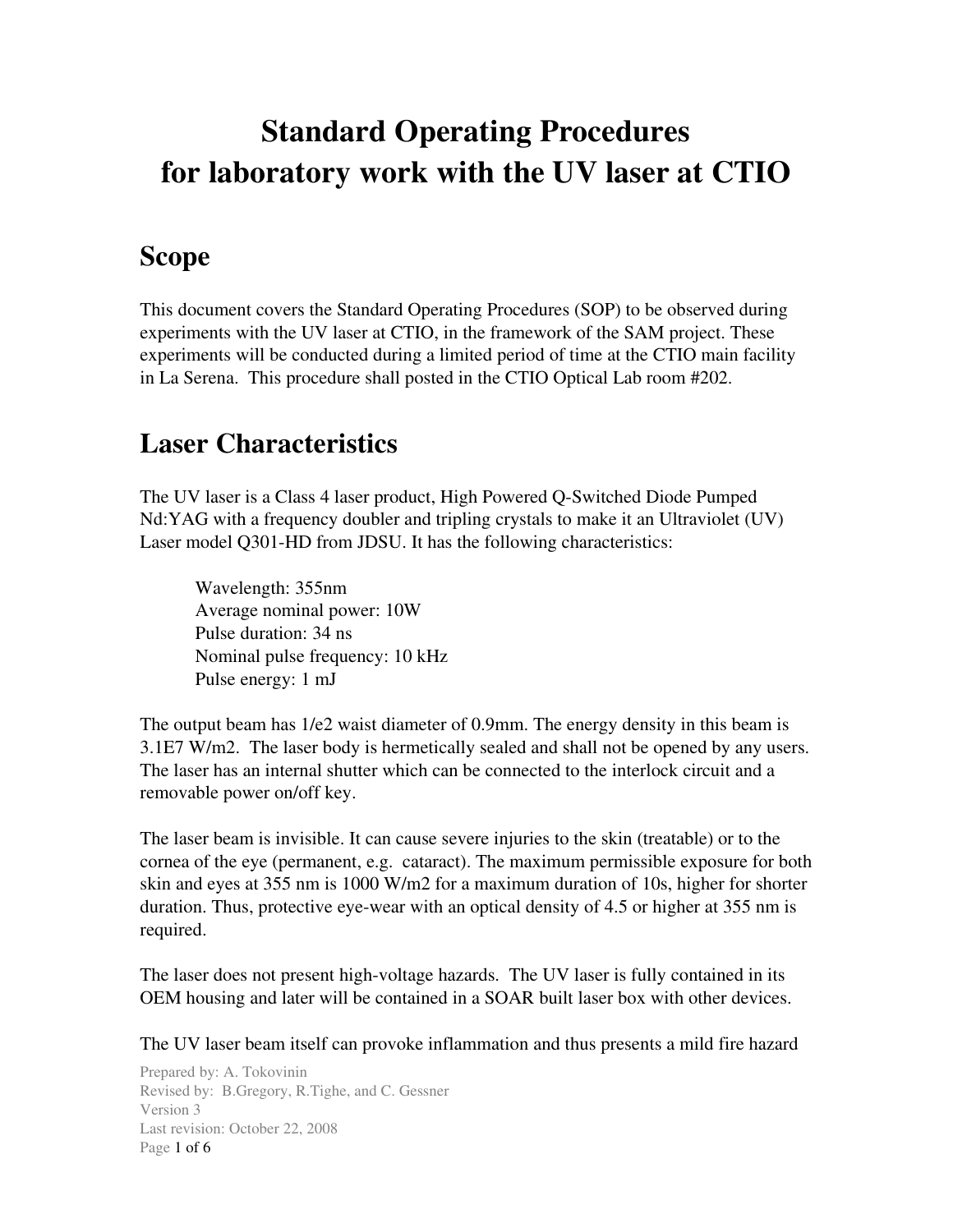# Standard Operating Procedures for laboratory work with the UV laser at CTIO

## Scope

This document covers the Standard Operating Procedures (SOP) to be observed during experiments with the UV laser at CTIO, in the framework of the SAM project. These experiments will be conducted during a limited period of time at the CTIO main facility in La Serena. This procedure shall posted in the CTIO Optical Lab room #202.

## Laser Characteristics

The UV laser is a Class 4 laser product, High Powered Q-Switched Diode Pumped Nd:YAG with a frequency doubler and tripling crystals to make it an Ultraviolet (UV) Laser model Q301-HD from JDSU. It has the following characteristics:

Wavelength: 355nm
Average nominal power: 10W
Pulse duration: 34 ns
Nominal pulse frequency: 10 kHz
Pulse energy: 1 mJ

The output beam has 1/e2 waist diameter of 0.9mm. The energy density in this beam is 3.1E7 W/m2. The laser body is hermetically sealed and shall not be opened by any users. The laser has an internal shutter which can be connected to the interlock circuit and a removable power on/off key.

The laser beam is invisible. It can cause severe injuries to the skin (treatable) or to the cornea of the eye (permanent, e.g. cataract). The maximum permissible exposure for both skin and eyes at 355 nm is 1000 W/m2 for a maximum duration of 10s, higher for shorter duration. Thus, protective eye-wear with an optical density of 4.5 or higher at 355 nm is required.

The laser does not present high-voltage hazards. The UV laser is fully contained in its OEM housing and later will be contained in a SOAR built laser box with other devices.

The UV laser beam itself can provoke inflammation and thus presents a mild fire hazard

Prepared by: A. Tokovinin
Revised by: B.Gregory, R.Tighe, and C. Gessner
Version 3
Last revision: October 22, 2008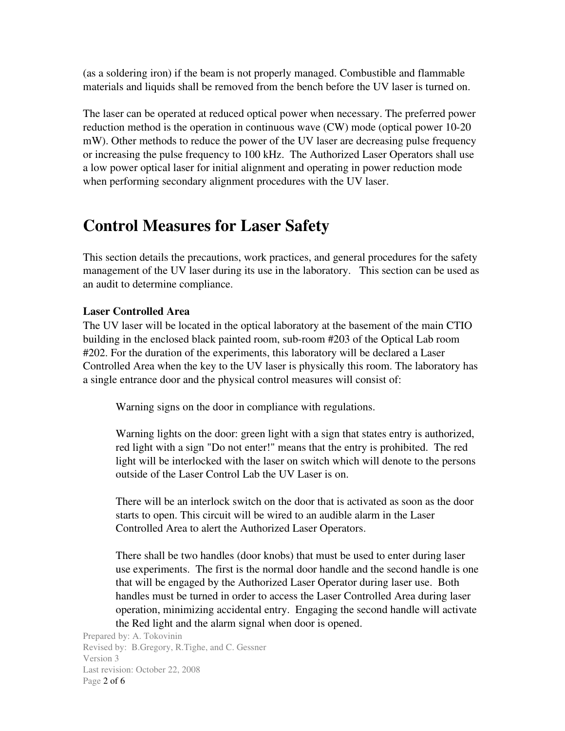(as a soldering iron) if the beam is not properly managed. Combustible and flammable materials and liquids shall be removed from the bench before the UV laser is turned on.

The laser can be operated at reduced optical power when necessary. The preferred power reduction method is the operation in continuous wave (CW) mode (optical power 10-20 mW). Other methods to reduce the power of the UV laser are decreasing pulse frequency or increasing the pulse frequency to 100 kHz. The Authorized Laser Operators shall use a low power optical laser for initial alignment and operating in power reduction mode when performing secondary alignment procedures with the UV laser.

# Control Measures for Laser Safety

This section details the precautions, work practices, and general procedures for the safety management of the UV laser during its use in the laboratory. This section can be used as an audit to determine compliance.

**Laser Controlled Area**

The UV laser will be located in the optical laboratory at the basement of the main CTIO building in the enclosed black painted room, sub-room #203 of the Optical Lab room #202. For the duration of the experiments, this laboratory will be declared a Laser Controlled Area when the key to the UV laser is physically this room. The laboratory has a single entrance door and the physical control measures will consist of:

> Warning signs on the door in compliance with regulations.
>
> Warning lights on the door: green light with a sign that states entry is authorized, red light with a sign "Do not enter!" means that the entry is prohibited. The red light will be interlocked with the laser on switch which will denote to the persons outside of the Laser Control Lab the UV Laser is on.
>
> There will be an interlock switch on the door that is activated as soon as the door starts to open. This circuit will be wired to an audible alarm in the Laser Controlled Area to alert the Authorized Laser Operators.
>
> There shall be two handles (door knobs) that must be used to enter during laser use experiments. The first is the normal door handle and the second handle is one that will be engaged by the Authorized Laser Operator during laser use. Both handles must be turned in order to access the Laser Controlled Area during laser operation, minimizing accidental entry. Engaging the second handle will activate the Red light and the alarm signal when door is opened.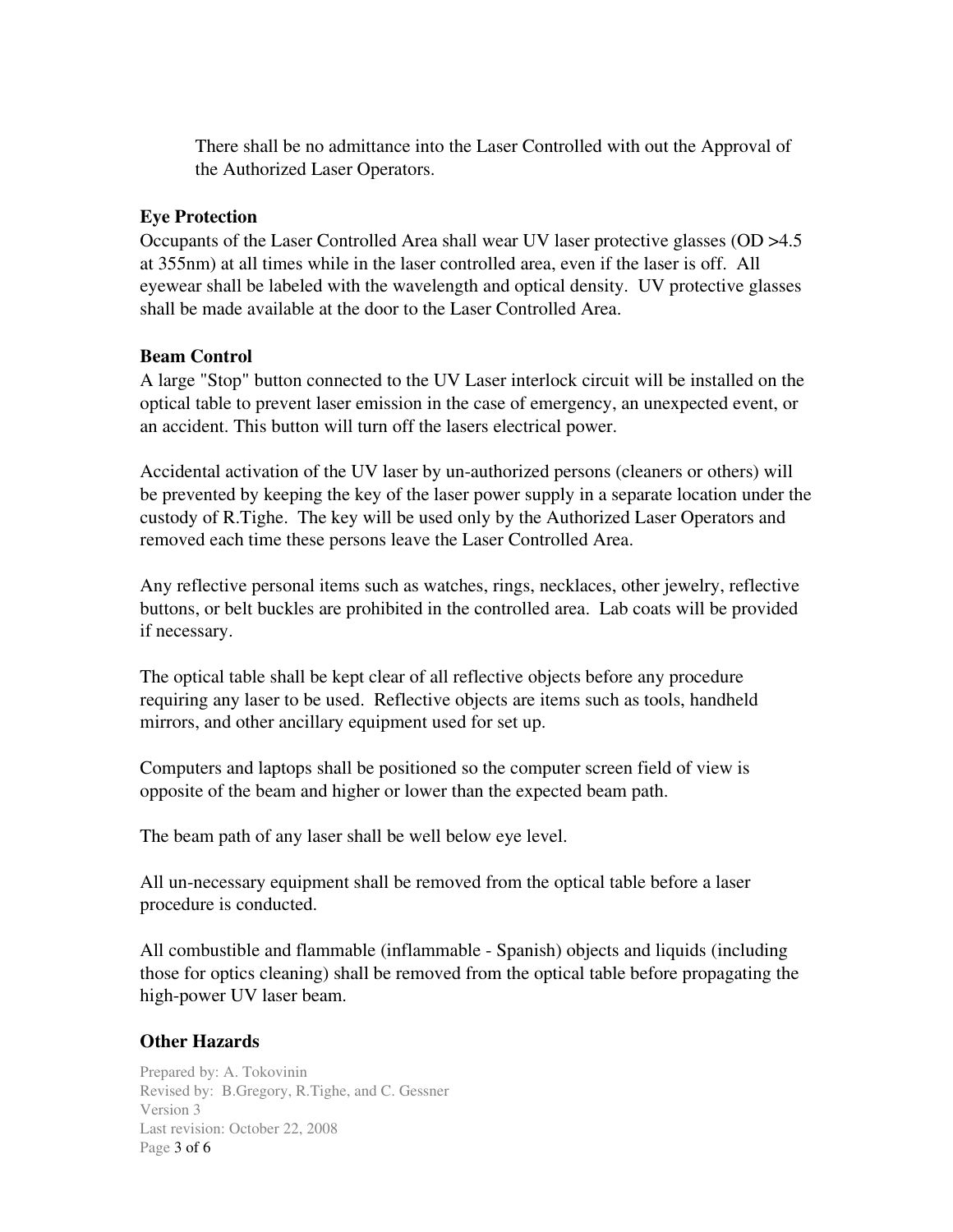There shall be no admittance into the Laser Controlled with out the Approval of the Authorized Laser Operators.

**Eye Protection**

Occupants of the Laser Controlled Area shall wear UV laser protective glasses (OD >4.5 at 355nm) at all times while in the laser controlled area, even if the laser is off. All eyewear shall be labeled with the wavelength and optical density. UV protective glasses shall be made available at the door to the Laser Controlled Area.

**Beam Control**

A large "Stop" button connected to the UV Laser interlock circuit will be installed on the optical table to prevent laser emission in the case of emergency, an unexpected event, or an accident. This button will turn off the lasers electrical power.

Accidental activation of the UV laser by un-authorized persons (cleaners or others) will be prevented by keeping the key of the laser power supply in a separate location under the custody of R.Tighe. The key will be used only by the Authorized Laser Operators and removed each time these persons leave the Laser Controlled Area.

Any reflective personal items such as watches, rings, necklaces, other jewelry, reflective buttons, or belt buckles are prohibited in the controlled area. Lab coats will be provided if necessary.

The optical table shall be kept clear of all reflective objects before any procedure requiring any laser to be used. Reflective objects are items such as tools, handheld mirrors, and other ancillary equipment used for set up.

Computers and laptops shall be positioned so the computer screen field of view is opposite of the beam and higher or lower than the expected beam path.

The beam path of any laser shall be well below eye level.

All un-necessary equipment shall be removed from the optical table before a laser procedure is conducted.

All combustible and flammable (inflammable - Spanish) objects and liquids (including those for optics cleaning) shall be removed from the optical table before propagating the high-power UV laser beam.

**Other Hazards**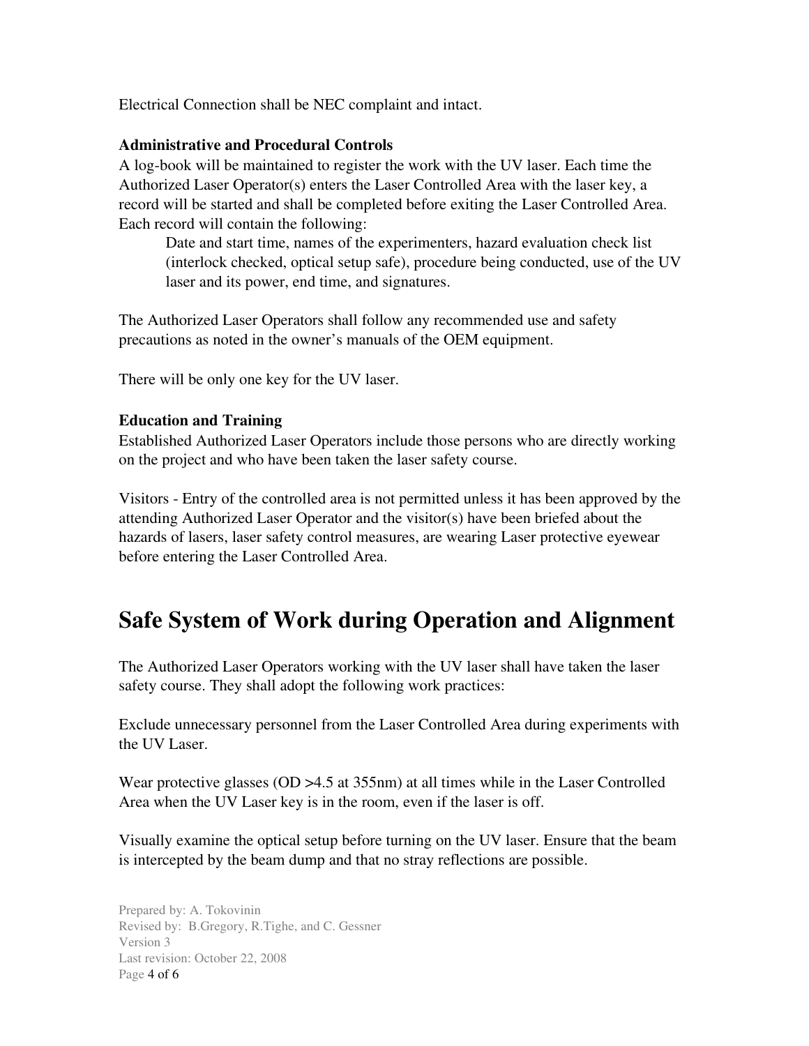Electrical Connection shall be NEC complaint and intact.

**Administrative and Procedural Controls**

A log-book will be maintained to register the work with the UV laser. Each time the Authorized Laser Operator(s) enters the Laser Controlled Area with the laser key, a record will be started and shall be completed before exiting the Laser Controlled Area. Each record will contain the following:

> Date and start time, names of the experimenters, hazard evaluation check list (interlock checked, optical setup safe), procedure being conducted, use of the UV laser and its power, end time, and signatures.

The Authorized Laser Operators shall follow any recommended use and safety precautions as noted in the owner's manuals of the OEM equipment.

There will be only one key for the UV laser.

**Education and Training**

Established Authorized Laser Operators include those persons who are directly working on the project and who have been taken the laser safety course.

Visitors - Entry of the controlled area is not permitted unless it has been approved by the attending Authorized Laser Operator and the visitor(s) have been briefed about the hazards of lasers, laser safety control measures, are wearing Laser protective eyewear before entering the Laser Controlled Area.

# Safe System of Work during Operation and Alignment

The Authorized Laser Operators working with the UV laser shall have taken the laser safety course. They shall adopt the following work practices:

Exclude unnecessary personnel from the Laser Controlled Area during experiments with the UV Laser.

Wear protective glasses (OD >4.5 at 355nm) at all times while in the Laser Controlled Area when the UV Laser key is in the room, even if the laser is off.

Visually examine the optical setup before turning on the UV laser. Ensure that the beam is intercepted by the beam dump and that no stray reflections are possible.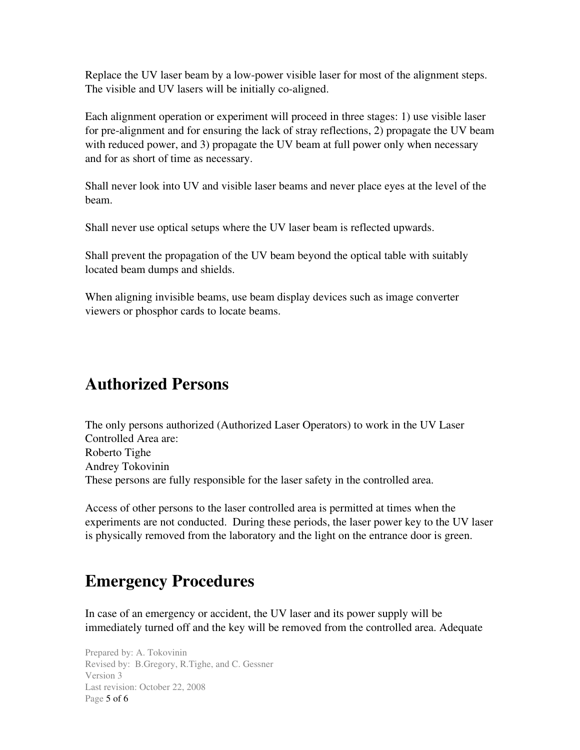Replace the UV laser beam by a low-power visible laser for most of the alignment steps. The visible and UV lasers will be initially co-aligned.

Each alignment operation or experiment will proceed in three stages: 1) use visible laser for pre-alignment and for ensuring the lack of stray reflections, 2) propagate the UV beam with reduced power, and 3) propagate the UV beam at full power only when necessary and for as short of time as necessary.

Shall never look into UV and visible laser beams and never place eyes at the level of the beam.

Shall never use optical setups where the UV laser beam is reflected upwards.

Shall prevent the propagation of the UV beam beyond the optical table with suitably located beam dumps and shields.

When aligning invisible beams, use beam display devices such as image converter viewers or phosphor cards to locate beams.

# Authorized Persons

The only persons authorized (Authorized Laser Operators) to work in the UV Laser Controlled Area are:
Roberto Tighe
Andrey Tokovinin
These persons are fully responsible for the laser safety in the controlled area.

Access of other persons to the laser controlled area is permitted at times when the experiments are not conducted. During these periods, the laser power key to the UV laser is physically removed from the laboratory and the light on the entrance door is green.

# Emergency Procedures

In case of an emergency or accident, the UV laser and its power supply will be immediately turned off and the key will be removed from the controlled area. Adequate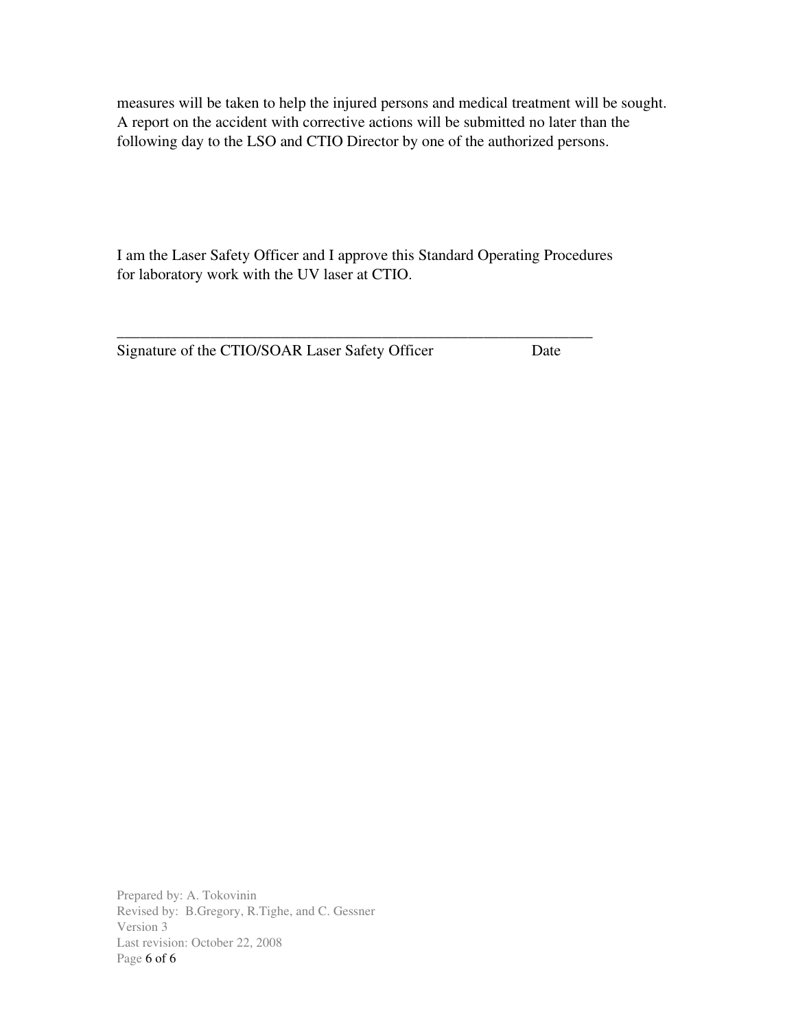measures will be taken to help the injured persons and medical treatment will be sought. A report on the accident with corrective actions will be submitted no later than the following day to the LSO and CTIO Director by one of the authorized persons.

I am the Laser Safety Officer and I approve this Standard Operating Procedures for laboratory work with the UV laser at CTIO.

_______________________________________________________________

Signature of the CTIO/SOAR Laser Safety Officer                    Date

Prepared by: A. Tokovinin
Revised by: B.Gregory, R.Tighe, and C. Gessner
Version 3
Last revision: October 22, 2008